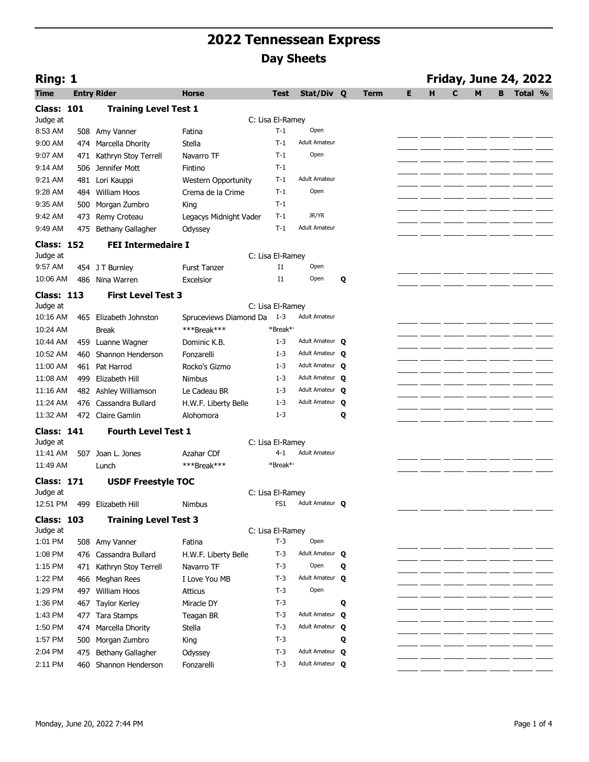# 2022 Tennessean Express

## Day Sheets

**Ring: 1** — **Friday, June 24, 2022**

| Time | Entry | Rider | Horse | Test | Stat/Div | Q | Term | E | H | C | M | B | Total | % |
|---|---|---|---|---|---|---|---|---|---|---|---|---|---|---|
| **Class: 101** | | **Training Level Test 1** | | | | | | | | | | | | |
| Judge at | | | | C: Lisa El-Ramey | | | | | | | | | | |
| 8:53 AM | 508 | Amy Vanner | Fatina | T-1 | Open | | | | | | | | | |
| 9:00 AM | 474 | Marcella Dhority | Stella | T-1 | Adult Amateur | | | | | | | | | |
| 9:07 AM | 471 | Kathryn Stoy Terrell | Navarro TF | T-1 | Open | | | | | | | | | |
| 9:14 AM | 506 | Jennifer Mott | Fintino | T-1 | | | | | | | | | | |
| 9:21 AM | 481 | Lori Kauppi | Western Opportunity | T-1 | Adult Amateur | | | | | | | | | |
| 9:28 AM | 484 | William Hoos | Crema de la Crime | T-1 | Open | | | | | | | | | |
| 9:35 AM | 500 | Morgan Zumbro | King | T-1 | | | | | | | | | | |
| 9:42 AM | 473 | Remy Croteau | Legacys Midnight Vader | T-1 | JR/YR | | | | | | | | | |
| 9:49 AM | 475 | Bethany Gallagher | Odyssey | T-1 | Adult Amateur | | | | | | | | | |
| **Class: 152** | | **FEI Intermedaire I** | | | | | | | | | | | | |
| Judge at | | | | C: Lisa El-Ramey | | | | | | | | | | |
| 9:57 AM | 454 | J T Burnley | Furst Tanzer | I1 | Open | | | | | | | | | |
| 10:06 AM | 486 | Nina Warren | Excelsior | I1 | Open | Q | | | | | | | | |
| **Class: 113** | | **First Level Test 3** | | | | | | | | | | | | |
| Judge at | | | | C: Lisa El-Ramey | | | | | | | | | | |
| 10:16 AM | 465 | Elizabeth Johnston | Spruceviews Diamond Da | 1-3 | Adult Amateur | | | | | | | | | |
| 10:24 AM | | Break | ***Break*** | ***Break*** | | | | | | | | | | |
| 10:44 AM | 459 | Luanne Wagner | Dominic K.B. | 1-3 | Adult Amateur | Q | | | | | | | | |
| 10:52 AM | 460 | Shannon Henderson | Fonzarelli | 1-3 | Adult Amateur | Q | | | | | | | | |
| 11:00 AM | 461 | Pat Harrod | Rocko's Gizmo | 1-3 | Adult Amateur | Q | | | | | | | | |
| 11:08 AM | 499 | Elizabeth Hill | Nimbus | 1-3 | Adult Amateur | Q | | | | | | | | |
| 11:16 AM | 482 | Ashley Williamson | Le Cadeau BR | 1-3 | Adult Amateur | Q | | | | | | | | |
| 11:24 AM | 476 | Cassandra Bullard | H.W.F. Liberty Belle | 1-3 | Adult Amateur | Q | | | | | | | | |
| 11:32 AM | 472 | Claire Gamlin | Alohomora | 1-3 | | Q | | | | | | | | |
| **Class: 141** | | **Fourth Level Test 1** | | | | | | | | | | | | |
| Judge at | | | | C: Lisa El-Ramey | | | | | | | | | | |
| 11:41 AM | 507 | Joan L. Jones | Azahar CDf | 4-1 | Adult Amateur | | | | | | | | | |
| 11:49 AM | | Lunch | ***Break*** | ***Break*** | | | | | | | | | | |
| **Class: 171** | | **USDF Freestyle TOC** | | | | | | | | | | | | |
| Judge at | | | | C: Lisa El-Ramey | | | | | | | | | | |
| 12:51 PM | 499 | Elizabeth Hill | Nimbus | FS1 | Adult Amateur | Q | | | | | | | | |
| **Class: 103** | | **Training Level Test 3** | | | | | | | | | | | | |
| Judge at | | | | C: Lisa El-Ramey | | | | | | | | | | |
| 1:01 PM | 508 | Amy Vanner | Fatina | T-3 | Open | | | | | | | | | |
| 1:08 PM | 476 | Cassandra Bullard | H.W.F. Liberty Belle | T-3 | Adult Amateur | Q | | | | | | | | |
| 1:15 PM | 471 | Kathryn Stoy Terrell | Navarro TF | T-3 | Open | Q | | | | | | | | |
| 1:22 PM | 466 | Meghan Rees | I Love You MB | T-3 | Adult Amateur | Q | | | | | | | | |
| 1:29 PM | 497 | William Hoos | Atticus | T-3 | Open | | | | | | | | | |
| 1:36 PM | 467 | Taylor Kerley | Miracle DY | T-3 | | Q | | | | | | | | |
| 1:43 PM | 477 | Tara Stamps | Teagan BR | T-3 | Adult Amateur | Q | | | | | | | | |
| 1:50 PM | 474 | Marcella Dhority | Stella | T-3 | Adult Amateur | Q | | | | | | | | |
| 1:57 PM | 500 | Morgan Zumbro | King | T-3 | | Q | | | | | | | | |
| 2:04 PM | 475 | Bethany Gallagher | Odyssey | T-3 | Adult Amateur | Q | | | | | | | | |
| 2:11 PM | 460 | Shannon Henderson | Fonzarelli | T-3 | Adult Amateur | Q | | | | | | | | |

Monday, June 20, 2022 7:44 PM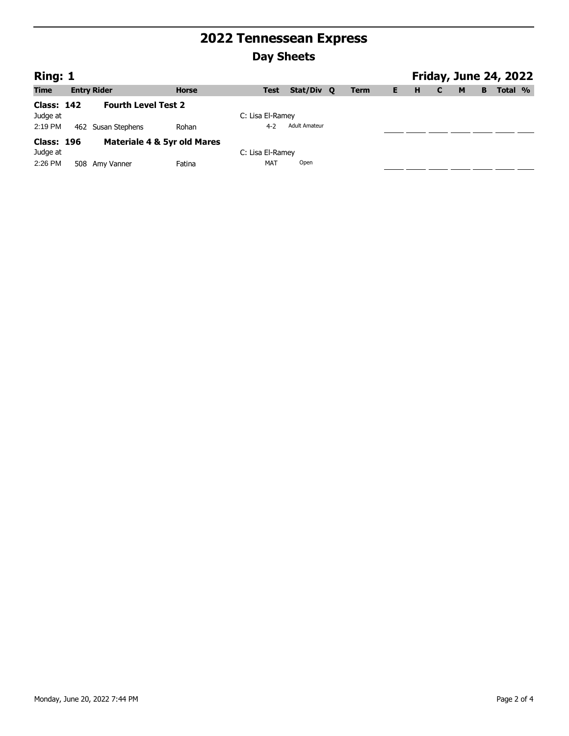# 2022 Tennessean Express

## Day Sheets

**Ring: 1** — **Friday, June 24, 2022**

| Time | Entry | Rider | Horse | Test | Stat/Div | Q | Term | E | H | C | M | B | Total | % |
|---|---|---|---|---|---|---|---|---|---|---|---|---|---|---|
| **Class: 142** | | **Fourth Level Test 2** | | | | | | | | | | | | |
| Judge at | | | | C: Lisa El-Ramey | | | | | | | | | | |
| 2:19 PM | 462 | Susan Stephens | Rohan | 4-2 | Adult Amateur | | | | | | | | | |
| **Class: 196** | | **Materiale 4 & 5yr old Mares** | | | | | | | | | | | | |
| Judge at | | | | C: Lisa El-Ramey | | | | | | | | | | |
| 2:26 PM | 508 | Amy Vanner | Fatina | MAT | Open | | | | | | | | | |

Monday, June 20, 2022 7:44 PM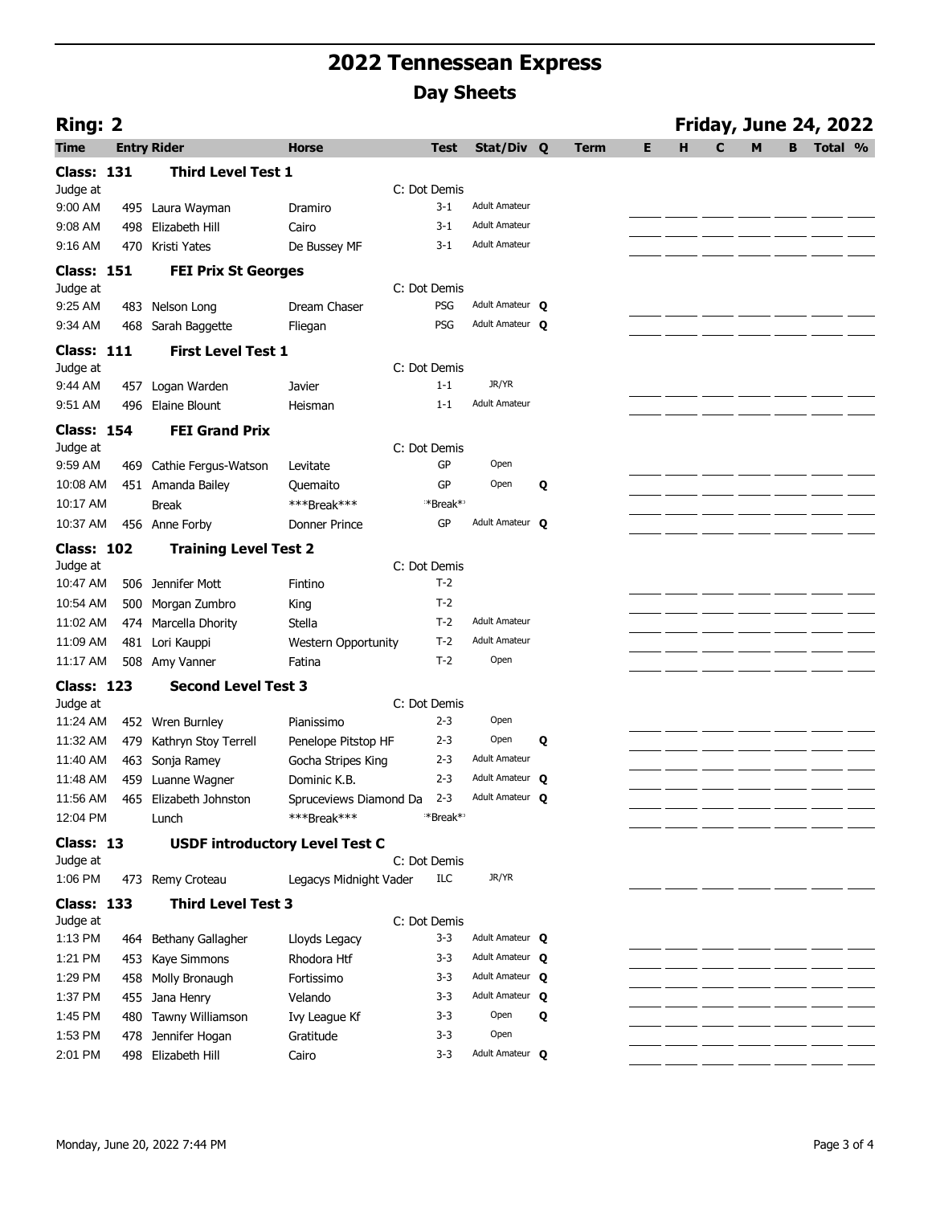# 2022 Tennessean Express

## Day Sheets

**Ring: 2** — **Friday, June 24, 2022**

| Time | Entry | Rider | Horse | Test | Stat/Div | Q | Term | E | H | C | M | B | Total | % |
|---|---|---|---|---|---|---|---|---|---|---|---|---|---|---|
| **Class: 131** | | **Third Level Test 1** | | | | | | | | | | | | |
| Judge at | | | | C: Dot Demis | | | | | | | | | | |
| 9:00 AM | 495 | Laura Wayman | Dramiro | 3-1 | Adult Amateur | | | | | | | | | |
| 9:08 AM | 498 | Elizabeth Hill | Cairo | 3-1 | Adult Amateur | | | | | | | | | |
| 9:16 AM | 470 | Kristi Yates | De Bussey MF | 3-1 | Adult Amateur | | | | | | | | | |
| **Class: 151** | | **FEI Prix St Georges** | | | | | | | | | | | | |
| Judge at | | | | C: Dot Demis | | | | | | | | | | |
| 9:25 AM | 483 | Nelson Long | Dream Chaser | PSG | Adult Amateur | Q | | | | | | | | |
| 9:34 AM | 468 | Sarah Baggette | Fliegan | PSG | Adult Amateur | Q | | | | | | | | |
| **Class: 111** | | **First Level Test 1** | | | | | | | | | | | | |
| Judge at | | | | C: Dot Demis | | | | | | | | | | |
| 9:44 AM | 457 | Logan Warden | Javier | 1-1 | JR/YR | | | | | | | | | |
| 9:51 AM | 496 | Elaine Blount | Heisman | 1-1 | Adult Amateur | | | | | | | | | |
| **Class: 154** | | **FEI Grand Prix** | | | | | | | | | | | | |
| Judge at | | | | C: Dot Demis | | | | | | | | | | |
| 9:59 AM | 469 | Cathie Fergus-Watson | Levitate | GP | Open | | | | | | | | | |
| 10:08 AM | 451 | Amanda Bailey | Quemaito | GP | Open | Q | | | | | | | | |
| 10:17 AM | | Break | ***Break*** | *Break* | | | | | | | | | | |
| 10:37 AM | 456 | Anne Forby | Donner Prince | GP | Adult Amateur | Q | | | | | | | | |
| **Class: 102** | | **Training Level Test 2** | | | | | | | | | | | | |
| Judge at | | | | C: Dot Demis | | | | | | | | | | |
| 10:47 AM | 506 | Jennifer Mott | Fintino | T-2 | | | | | | | | | | |
| 10:54 AM | 500 | Morgan Zumbro | King | T-2 | | | | | | | | | | |
| 11:02 AM | 474 | Marcella Dhority | Stella | T-2 | Adult Amateur | | | | | | | | | |
| 11:09 AM | 481 | Lori Kauppi | Western Opportunity | T-2 | Adult Amateur | | | | | | | | | |
| 11:17 AM | 508 | Amy Vanner | Fatina | T-2 | Open | | | | | | | | | |
| **Class: 123** | | **Second Level Test 3** | | | | | | | | | | | | |
| Judge at | | | | C: Dot Demis | | | | | | | | | | |
| 11:24 AM | 452 | Wren Burnley | Pianissimo | 2-3 | Open | | | | | | | | | |
| 11:32 AM | 479 | Kathryn Stoy Terrell | Penelope Pitstop HF | 2-3 | Open | Q | | | | | | | | |
| 11:40 AM | 463 | Sonja Ramey | Gocha Stripes King | 2-3 | Adult Amateur | | | | | | | | | |
| 11:48 AM | 459 | Luanne Wagner | Dominic K.B. | 2-3 | Adult Amateur | Q | | | | | | | | |
| 11:56 AM | 465 | Elizabeth Johnston | Spruceviews Diamond Da | 2-3 | Adult Amateur | Q | | | | | | | | |
| 12:04 PM | | Lunch | ***Break*** | *Break* | | | | | | | | | | |
| **Class: 13** | | **USDF introductory Level Test C** | | | | | | | | | | | | |
| Judge at | | | | C: Dot Demis | | | | | | | | | | |
| 1:06 PM | 473 | Remy Croteau | Legacys Midnight Vader | ILC | JR/YR | | | | | | | | | |
| **Class: 133** | | **Third Level Test 3** | | | | | | | | | | | | |
| Judge at | | | | C: Dot Demis | | | | | | | | | | |
| 1:13 PM | 464 | Bethany Gallagher | Lloyds Legacy | 3-3 | Adult Amateur | Q | | | | | | | | |
| 1:21 PM | 453 | Kaye Simmons | Rhodora Htf | 3-3 | Adult Amateur | Q | | | | | | | | |
| 1:29 PM | 458 | Molly Bronaugh | Fortissimo | 3-3 | Adult Amateur | Q | | | | | | | | |
| 1:37 PM | 455 | Jana Henry | Velando | 3-3 | Adult Amateur | Q | | | | | | | | |
| 1:45 PM | 480 | Tawny Williamson | Ivy League Kf | 3-3 | Open | Q | | | | | | | | |
| 1:53 PM | 478 | Jennifer Hogan | Gratitude | 3-3 | Open | | | | | | | | | |
| 2:01 PM | 498 | Elizabeth Hill | Cairo | 3-3 | Adult Amateur | Q | | | | | | | | |

Monday, June 20, 2022 7:44 PM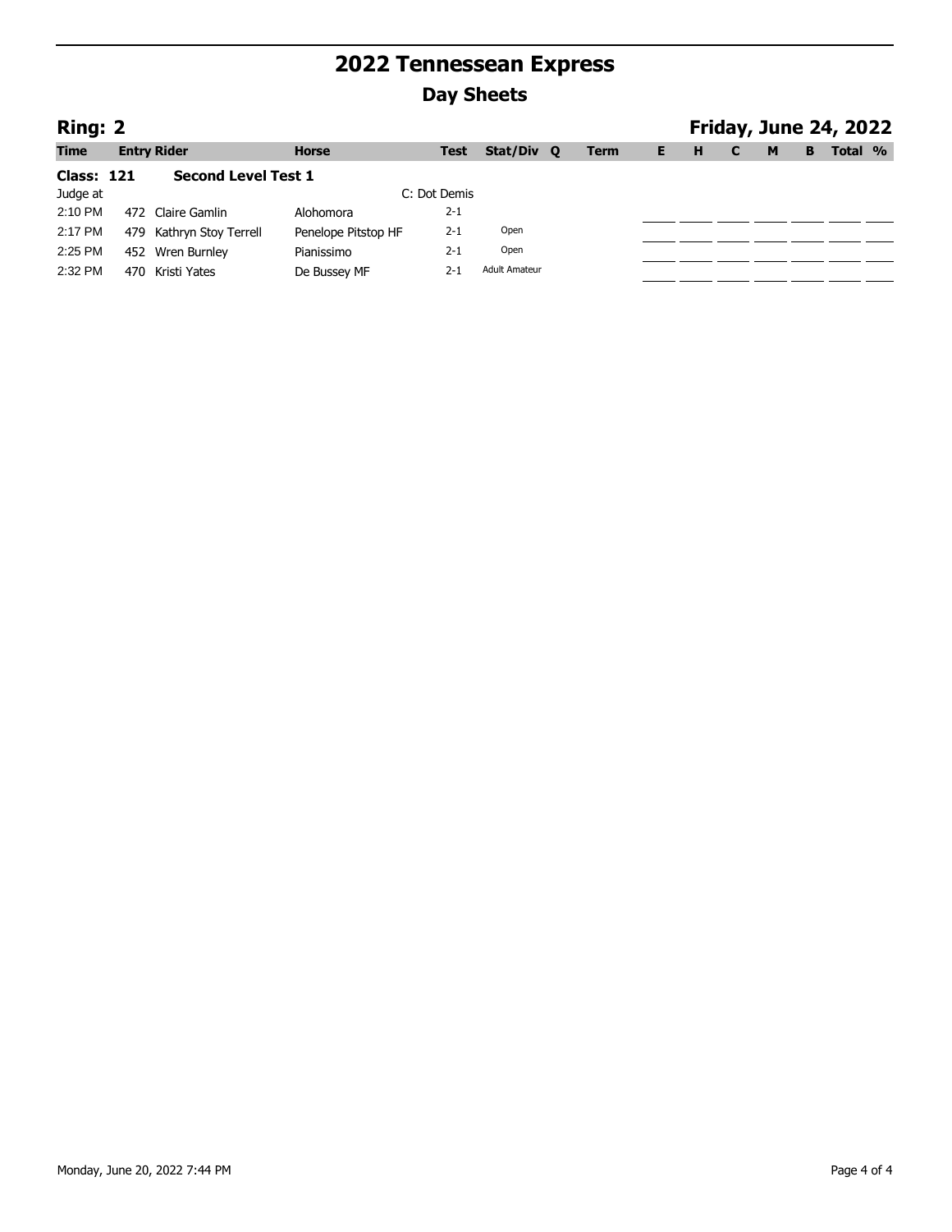# 2022 Tennessean Express

## Day Sheets

**Ring: 2** **Friday, June 24, 2022**

| Time | Entry | Rider | Horse | Test | Stat/Div | Q | Term | E | H | C | M | B | Total | % |
|---|---|---|---|---|---|---|---|---|---|---|---|---|---|---|
| **Class: 121** | | **Second Level Test 1** | | | | | | | | | | | | |
| Judge at | | | | C: Dot Demis | | | | | | | | | | |
| 2:10 PM | 472 | Claire Gamlin | Alohomora | 2-1 | | | | ____ | ____ | ____ | ____ | ____ | ____ | ____ |
| 2:17 PM | 479 | Kathryn Stoy Terrell | Penelope Pitstop HF | 2-1 | Open | | | ____ | ____ | ____ | ____ | ____ | ____ | ____ |
| 2:25 PM | 452 | Wren Burnley | Pianissimo | 2-1 | Open | | | ____ | ____ | ____ | ____ | ____ | ____ | ____ |
| 2:32 PM | 470 | Kristi Yates | De Bussey MF | 2-1 | Adult Amateur | | | ____ | ____ | ____ | ____ | ____ | ____ | ____ |

Monday, June 20, 2022 7:44 PM